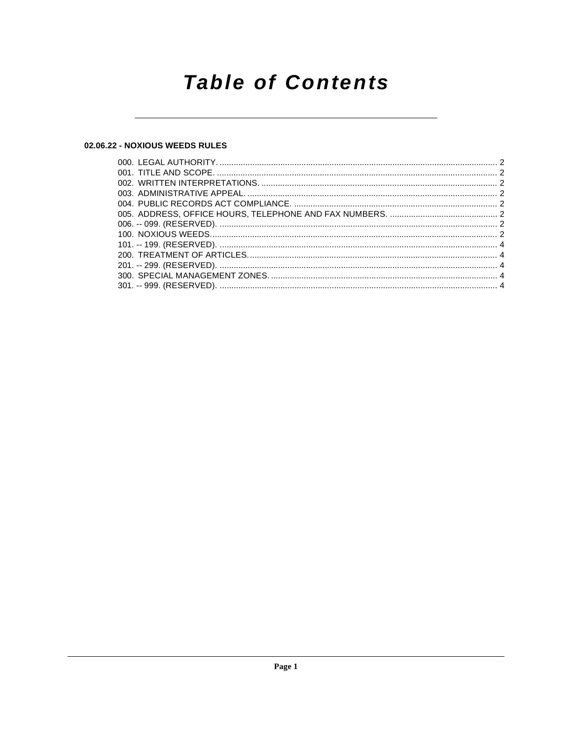# Table of Contents

## 02.06.22 - NOXIOUS WEEDS RULES

000. LEGAL AUTHORITY. ....... 2
001. TITLE AND SCOPE. ....... 2
002. WRITTEN INTERPRETATIONS. ....... 2
003. ADMINISTRATIVE APPEAL. ....... 2
004. PUBLIC RECORDS ACT COMPLIANCE. ....... 2
005. ADDRESS, OFFICE HOURS, TELEPHONE AND FAX NUMBERS. ....... 2
006. -- 099. (RESERVED). ....... 2
100. NOXIOUS WEEDS. ....... 2
101. -- 199. (RESERVED). ....... 4
200. TREATMENT OF ARTICLES. ....... 4
201. -- 299. (RESERVED). ....... 4
300. SPECIAL MANAGEMENT ZONES. ....... 4
301. -- 999. (RESERVED). ....... 4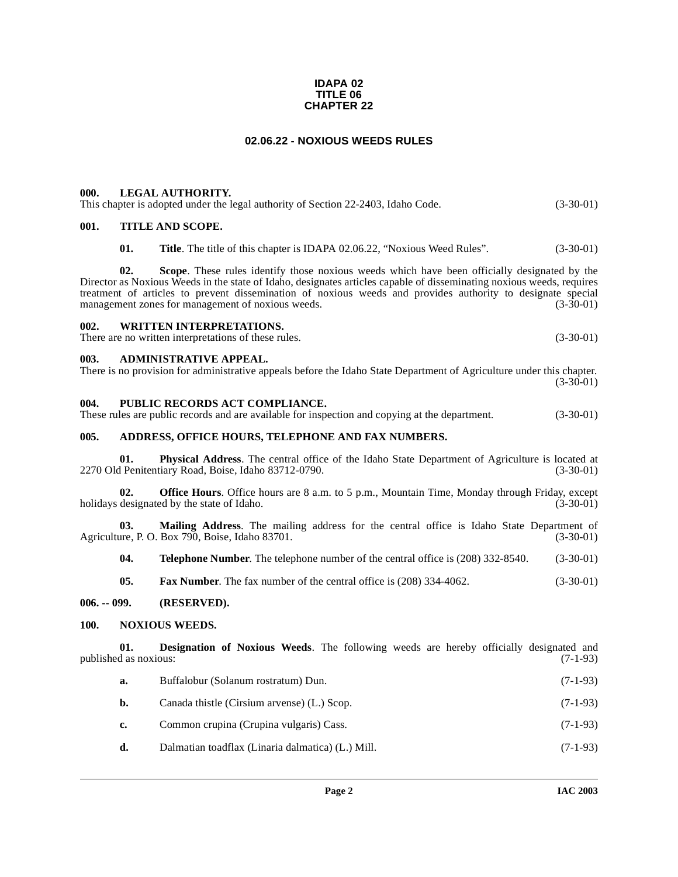**IDAPA 02**
**TITLE 06**
**CHAPTER 22**

# 02.06.22 - NOXIOUS WEEDS RULES

### 000. LEGAL AUTHORITY.

This chapter is adopted under the legal authority of Section 22-2403, Idaho Code. (3-30-01)

### 001. TITLE AND SCOPE.

**01. Title**. The title of this chapter is IDAPA 02.06.22, "Noxious Weed Rules". (3-30-01)

**02. Scope**. These rules identify those noxious weeds which have been officially designated by the Director as Noxious Weeds in the state of Idaho, designates articles capable of disseminating noxious weeds, requires treatment of articles to prevent dissemination of noxious weeds and provides authority to designate special management zones for management of noxious weeds. (3-30-01)

### 002. WRITTEN INTERPRETATIONS.

There are no written interpretations of these rules. (3-30-01)

### 003. ADMINISTRATIVE APPEAL.

There is no provision for administrative appeals before the Idaho State Department of Agriculture under this chapter. (3-30-01)

### 004. PUBLIC RECORDS ACT COMPLIANCE.

These rules are public records and are available for inspection and copying at the department. (3-30-01)

### 005. ADDRESS, OFFICE HOURS, TELEPHONE AND FAX NUMBERS.

**01. Physical Address**. The central office of the Idaho State Department of Agriculture is located at 2270 Old Penitentiary Road, Boise, Idaho 83712-0790. (3-30-01)

**02. Office Hours**. Office hours are 8 a.m. to 5 p.m., Mountain Time, Monday through Friday, except holidays designated by the state of Idaho. (3-30-01)

**03. Mailing Address**. The mailing address for the central office is Idaho State Department of Agriculture, P. O. Box 790, Boise, Idaho 83701. (3-30-01)

**04. Telephone Number**. The telephone number of the central office is (208) 332-8540. (3-30-01)

**05. Fax Number**. The fax number of the central office is (208) 334-4062. (3-30-01)

### 006. -- 099. (RESERVED).

### 100. NOXIOUS WEEDS.

**01. Designation of Noxious Weeds**. The following weeds are hereby officially designated and published as noxious: (7-1-93)

**a.** Buffalobur (Solanum rostratum) Dun. (7-1-93)

**b.** Canada thistle (Cirsium arvense) (L.) Scop. (7-1-93)

**c.** Common crupina (Crupina vulgaris) Cass. (7-1-93)

**d.** Dalmatian toadflax (Linaria dalmatica) (L.) Mill. (7-1-93)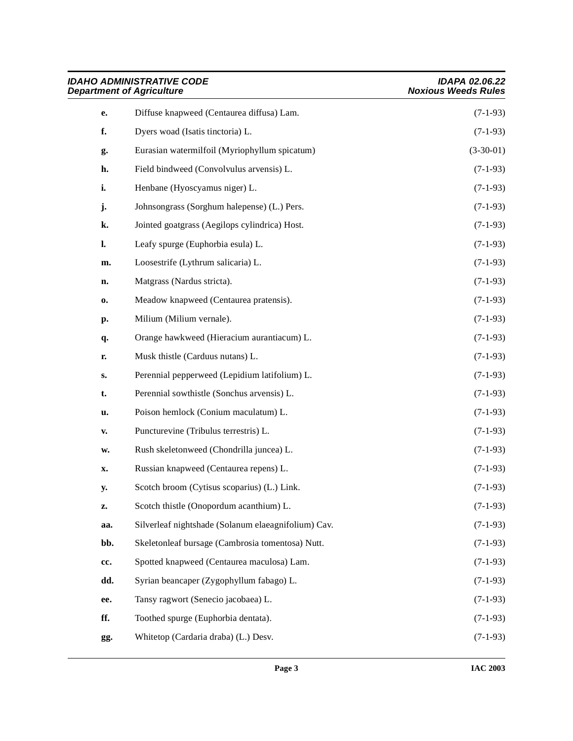**e.** Diffuse knapweed (Centaurea diffusa) Lam. (7-1-93)

**f.** Dyers woad (Isatis tinctoria) L. (7-1-93)

**g.** Eurasian watermilfoil (Myriophyllum spicatum) (3-30-01)

**h.** Field bindweed (Convolvulus arvensis) L. (7-1-93)

**i.** Henbane (Hyoscyamus niger) L. (7-1-93)

**j.** Johnsongrass (Sorghum halepense) (L.) Pers. (7-1-93)

**k.** Jointed goatgrass (Aegilops cylindrica) Host. (7-1-93)

**l.** Leafy spurge (Euphorbia esula) L. (7-1-93)

**m.** Loosestrife (Lythrum salicaria) L. (7-1-93)

**n.** Matgrass (Nardus stricta). (7-1-93)

**o.** Meadow knapweed (Centaurea pratensis). (7-1-93)

**p.** Milium (Milium vernale). (7-1-93)

**q.** Orange hawkweed (Hieracium aurantiacum) L. (7-1-93)

**r.** Musk thistle (Carduus nutans) L. (7-1-93)

**s.** Perennial pepperweed (Lepidium latifolium) L. (7-1-93)

**t.** Perennial sowthistle (Sonchus arvensis) L. (7-1-93)

**u.** Poison hemlock (Conium maculatum) L. (7-1-93)

**v.** Puncturevine (Tribulus terrestris) L. (7-1-93)

**w.** Rush skeletonweed (Chondrilla juncea) L. (7-1-93)

**x.** Russian knapweed (Centaurea repens) L. (7-1-93)

**y.** Scotch broom (Cytisus scoparius) (L.) Link. (7-1-93)

**z.** Scotch thistle (Onopordum acanthium) L. (7-1-93)

**aa.** Silverleaf nightshade (Solanum elaeagnifolium) Cav. (7-1-93)

**bb.** Skeletonleaf bursage (Cambrosia tomentosa) Nutt. (7-1-93)

**cc.** Spotted knapweed (Centaurea maculosa) Lam. (7-1-93)

**dd.** Syrian beancaper (Zygophyllum fabago) L. (7-1-93)

**ee.** Tansy ragwort (Senecio jacobaea) L. (7-1-93)

**ff.** Toothed spurge (Euphorbia dentata). (7-1-93)

**gg.** Whitetop (Cardaria draba) (L.) Desv. (7-1-93)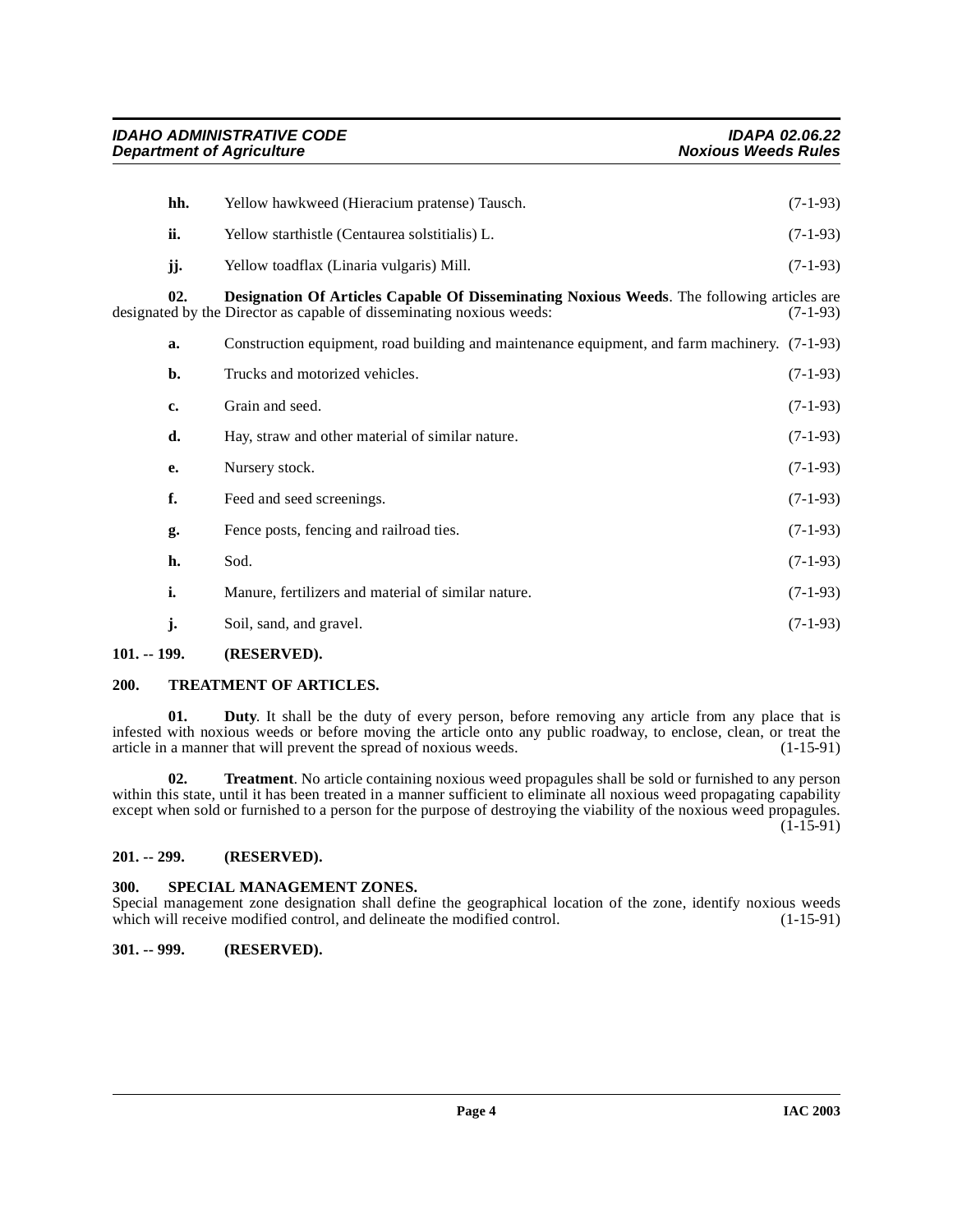**hh.** Yellow hawkweed (Hieracium pratense) Tausch. (7-1-93)

**ii.** Yellow starthistle (Centaurea solstitialis) L. (7-1-93)

**jj.** Yellow toadflax (Linaria vulgaris) Mill. (7-1-93)

**02. Designation Of Articles Capable Of Disseminating Noxious Weeds**. The following articles are designated by the Director as capable of disseminating noxious weeds: (7-1-93)

**a.** Construction equipment, road building and maintenance equipment, and farm machinery. (7-1-93)

**b.** Trucks and motorized vehicles. (7-1-93)

**c.** Grain and seed. (7-1-93)

**d.** Hay, straw and other material of similar nature. (7-1-93)

**e.** Nursery stock. (7-1-93)

**f.** Feed and seed screenings. (7-1-93)

**g.** Fence posts, fencing and railroad ties. (7-1-93)

**h.** Sod. (7-1-93)

**i.** Manure, fertilizers and material of similar nature. (7-1-93)

**j.** Soil, sand, and gravel. (7-1-93)

## 101. -- 199. (RESERVED).

## 200. TREATMENT OF ARTICLES.

**01. Duty**. It shall be the duty of every person, before removing any article from any place that is infested with noxious weeds or before moving the article onto any public roadway, to enclose, clean, or treat the article in a manner that will prevent the spread of noxious weeds. (1-15-91)

**02. Treatment**. No article containing noxious weed propagules shall be sold or furnished to any person within this state, until it has been treated in a manner sufficient to eliminate all noxious weed propagating capability except when sold or furnished to a person for the purpose of destroying the viability of the noxious weed propagules. (1-15-91)

## 201. -- 299. (RESERVED).

## 300. SPECIAL MANAGEMENT ZONES.

Special management zone designation shall define the geographical location of the zone, identify noxious weeds which will receive modified control, and delineate the modified control. (1-15-91)

## 301. -- 999. (RESERVED).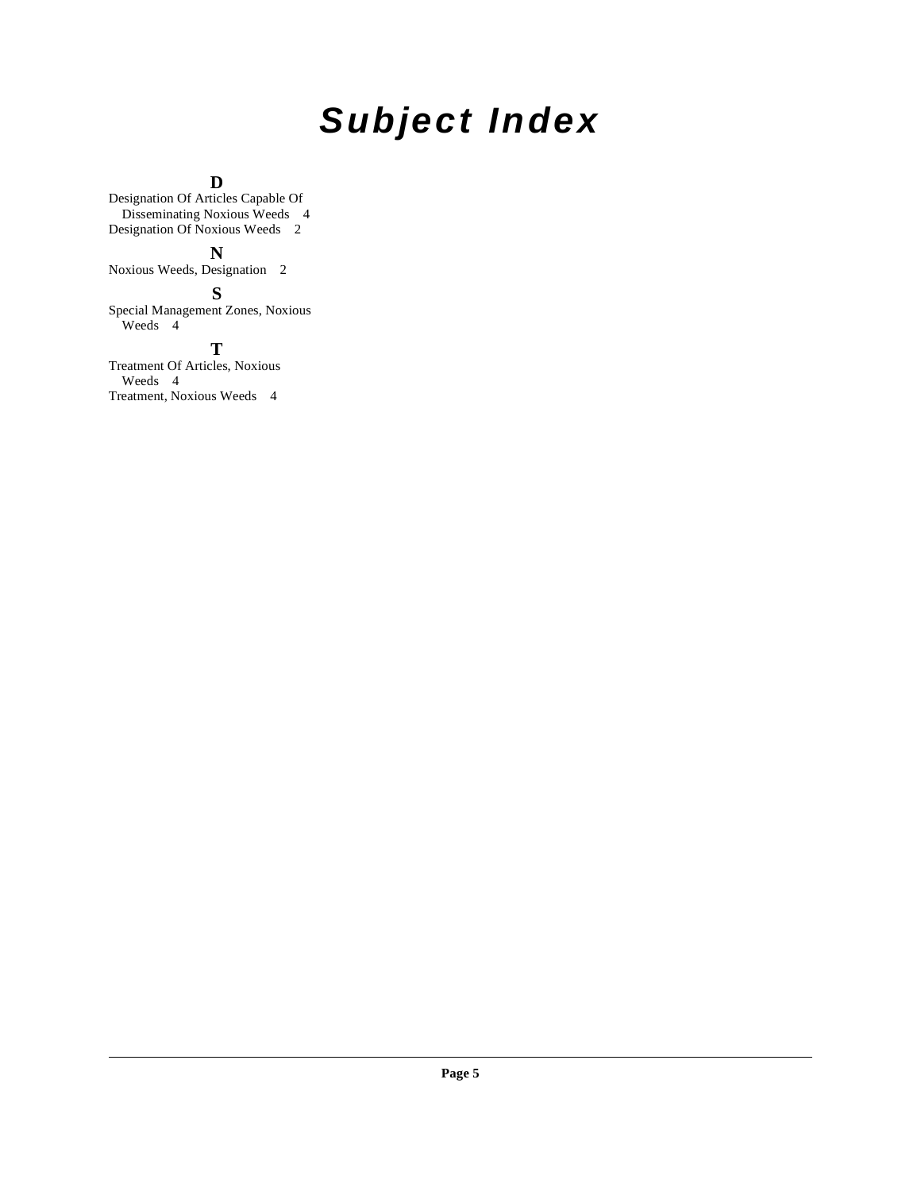# *Subject Index*

**D**

Designation Of Articles Capable Of Disseminating Noxious Weeds 4

Designation Of Noxious Weeds 2

**N**

Noxious Weeds, Designation 2

**S**

Special Management Zones, Noxious Weeds 4

**T**

Treatment Of Articles, Noxious Weeds 4

Treatment, Noxious Weeds 4